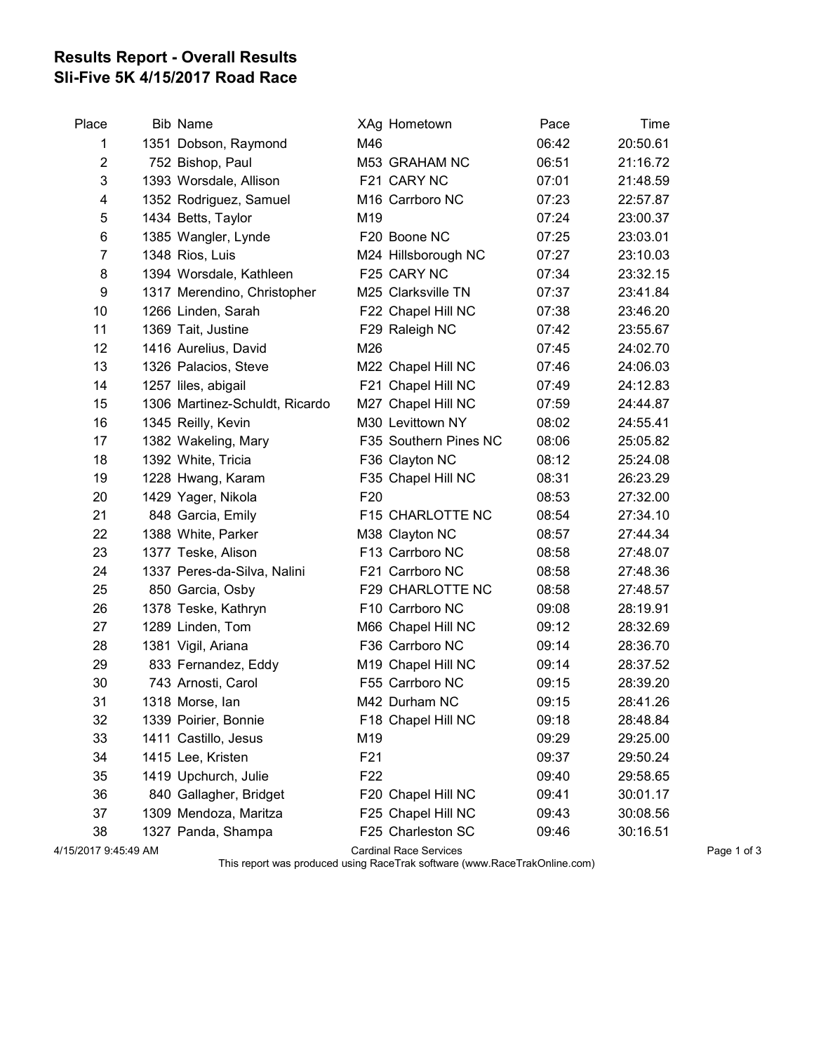# Results Report - Overall Results
## Sli-Five 5K 4/15/2017 Road Race

| Place | Bib | Name | XAg | Hometown | Pace | Time |
|---|---|---|---|---|---|---|
| 1 | 1351 | Dobson, Raymond | M46 | | 06:42 | 20:50.61 |
| 2 | 752 | Bishop, Paul | M53 | GRAHAM NC | 06:51 | 21:16.72 |
| 3 | 1393 | Worsdale, Allison | F21 | CARY NC | 07:01 | 21:48.59 |
| 4 | 1352 | Rodriguez, Samuel | M16 | Carrboro NC | 07:23 | 22:57.87 |
| 5 | 1434 | Betts, Taylor | M19 | | 07:24 | 23:00.37 |
| 6 | 1385 | Wangler, Lynde | F20 | Boone NC | 07:25 | 23:03.01 |
| 7 | 1348 | Rios, Luis | M24 | Hillsborough NC | 07:27 | 23:10.03 |
| 8 | 1394 | Worsdale, Kathleen | F25 | CARY NC | 07:34 | 23:32.15 |
| 9 | 1317 | Merendino, Christopher | M25 | Clarksville TN | 07:37 | 23:41.84 |
| 10 | 1266 | Linden, Sarah | F22 | Chapel Hill NC | 07:38 | 23:46.20 |
| 11 | 1369 | Tait, Justine | F29 | Raleigh NC | 07:42 | 23:55.67 |
| 12 | 1416 | Aurelius, David | M26 | | 07:45 | 24:02.70 |
| 13 | 1326 | Palacios, Steve | M22 | Chapel Hill NC | 07:46 | 24:06.03 |
| 14 | 1257 | liles, abigail | F21 | Chapel Hill NC | 07:49 | 24:12.83 |
| 15 | 1306 | Martinez-Schuldt, Ricardo | M27 | Chapel Hill NC | 07:59 | 24:44.87 |
| 16 | 1345 | Reilly, Kevin | M30 | Levittown NY | 08:02 | 24:55.41 |
| 17 | 1382 | Wakeling, Mary | F35 | Southern Pines NC | 08:06 | 25:05.82 |
| 18 | 1392 | White, Tricia | F36 | Clayton NC | 08:12 | 25:24.08 |
| 19 | 1228 | Hwang, Karam | F35 | Chapel Hill NC | 08:31 | 26:23.29 |
| 20 | 1429 | Yager, Nikola | F20 | | 08:53 | 27:32.00 |
| 21 | 848 | Garcia, Emily | F15 | CHARLOTTE NC | 08:54 | 27:34.10 |
| 22 | 1388 | White, Parker | M38 | Clayton NC | 08:57 | 27:44.34 |
| 23 | 1377 | Teske, Alison | F13 | Carrboro NC | 08:58 | 27:48.07 |
| 24 | 1337 | Peres-da-Silva, Nalini | F21 | Carrboro NC | 08:58 | 27:48.36 |
| 25 | 850 | Garcia, Osby | F29 | CHARLOTTE NC | 08:58 | 27:48.57 |
| 26 | 1378 | Teske, Kathryn | F10 | Carrboro NC | 09:08 | 28:19.91 |
| 27 | 1289 | Linden, Tom | M66 | Chapel Hill NC | 09:12 | 28:32.69 |
| 28 | 1381 | Vigil, Ariana | F36 | Carrboro NC | 09:14 | 28:36.70 |
| 29 | 833 | Fernandez, Eddy | M19 | Chapel Hill NC | 09:14 | 28:37.52 |
| 30 | 743 | Arnosti, Carol | F55 | Carrboro NC | 09:15 | 28:39.20 |
| 31 | 1318 | Morse, Ian | M42 | Durham NC | 09:15 | 28:41.26 |
| 32 | 1339 | Poirier, Bonnie | F18 | Chapel Hill NC | 09:18 | 28:48.84 |
| 33 | 1411 | Castillo, Jesus | M19 | | 09:29 | 29:25.00 |
| 34 | 1415 | Lee, Kristen | F21 | | 09:37 | 29:50.24 |
| 35 | 1419 | Upchurch, Julie | F22 | | 09:40 | 29:58.65 |
| 36 | 840 | Gallagher, Bridget | F20 | Chapel Hill NC | 09:41 | 30:01.17 |
| 37 | 1309 | Mendoza, Maritza | F25 | Chapel Hill NC | 09:43 | 30:08.56 |
| 38 | 1327 | Panda, Shampa | F25 | Charleston SC | 09:46 | 30:16.51 |

4/15/2017 9:45:49 AM — Cardinal Race Services

This report was produced using RaceTrak software (www.RaceTrakOnline.com)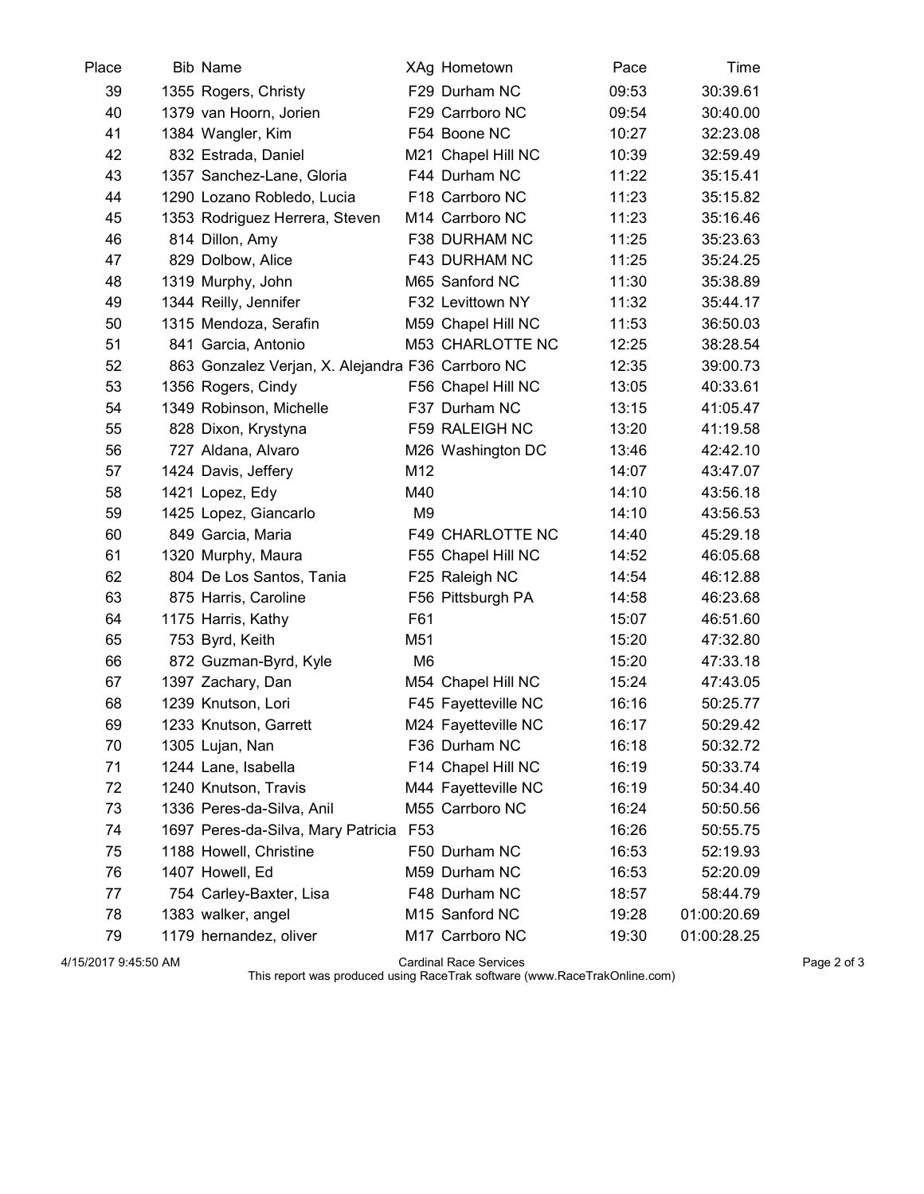| Place | Bib | Name | XAg | Hometown | Pace | Time |
|---|---|---|---|---|---|---|
| 39 | 1355 | Rogers, Christy | F29 | Durham NC | 09:53 | 30:39.61 |
| 40 | 1379 | van Hoorn, Jorien | F29 | Carrboro NC | 09:54 | 30:40.00 |
| 41 | 1384 | Wangler, Kim | F54 | Boone NC | 10:27 | 32:23.08 |
| 42 | 832 | Estrada, Daniel | M21 | Chapel Hill NC | 10:39 | 32:59.49 |
| 43 | 1357 | Sanchez-Lane, Gloria | F44 | Durham NC | 11:22 | 35:15.41 |
| 44 | 1290 | Lozano Robledo, Lucia | F18 | Carrboro NC | 11:23 | 35:15.82 |
| 45 | 1353 | Rodriguez Herrera, Steven | M14 | Carrboro NC | 11:23 | 35:16.46 |
| 46 | 814 | Dillon, Amy | F38 | DURHAM NC | 11:25 | 35:23.63 |
| 47 | 829 | Dolbow, Alice | F43 | DURHAM NC | 11:25 | 35:24.25 |
| 48 | 1319 | Murphy, John | M65 | Sanford NC | 11:30 | 35:38.89 |
| 49 | 1344 | Reilly, Jennifer | F32 | Levittown NY | 11:32 | 35:44.17 |
| 50 | 1315 | Mendoza, Serafin | M59 | Chapel Hill NC | 11:53 | 36:50.03 |
| 51 | 841 | Garcia, Antonio | M53 | CHARLOTTE NC | 12:25 | 38:28.54 |
| 52 | 863 | Gonzalez Verjan, X. Alejandra | F36 | Carrboro NC | 12:35 | 39:00.73 |
| 53 | 1356 | Rogers, Cindy | F56 | Chapel Hill NC | 13:05 | 40:33.61 |
| 54 | 1349 | Robinson, Michelle | F37 | Durham NC | 13:15 | 41:05.47 |
| 55 | 828 | Dixon, Krystyna | F59 | RALEIGH NC | 13:20 | 41:19.58 |
| 56 | 727 | Aldana, Alvaro | M26 | Washington DC | 13:46 | 42:42.10 |
| 57 | 1424 | Davis, Jeffery | M12 | | 14:07 | 43:47.07 |
| 58 | 1421 | Lopez, Edy | M40 | | 14:10 | 43:56.18 |
| 59 | 1425 | Lopez, Giancarlo | M9 | | 14:10 | 43:56.53 |
| 60 | 849 | Garcia, Maria | F49 | CHARLOTTE NC | 14:40 | 45:29.18 |
| 61 | 1320 | Murphy, Maura | F55 | Chapel Hill NC | 14:52 | 46:05.68 |
| 62 | 804 | De Los Santos, Tania | F25 | Raleigh NC | 14:54 | 46:12.88 |
| 63 | 875 | Harris, Caroline | F56 | Pittsburgh PA | 14:58 | 46:23.68 |
| 64 | 1175 | Harris, Kathy | F61 | | 15:07 | 46:51.60 |
| 65 | 753 | Byrd, Keith | M51 | | 15:20 | 47:32.80 |
| 66 | 872 | Guzman-Byrd, Kyle | M6 | | 15:20 | 47:33.18 |
| 67 | 1397 | Zachary, Dan | M54 | Chapel Hill NC | 15:24 | 47:43.05 |
| 68 | 1239 | Knutson, Lori | F45 | Fayetteville NC | 16:16 | 50:25.77 |
| 69 | 1233 | Knutson, Garrett | M24 | Fayetteville NC | 16:17 | 50:29.42 |
| 70 | 1305 | Lujan, Nan | F36 | Durham NC | 16:18 | 50:32.72 |
| 71 | 1244 | Lane, Isabella | F14 | Chapel Hill NC | 16:19 | 50:33.74 |
| 72 | 1240 | Knutson, Travis | M44 | Fayetteville NC | 16:19 | 50:34.40 |
| 73 | 1336 | Peres-da-Silva, Anil | M55 | Carrboro NC | 16:24 | 50:50.56 |
| 74 | 1697 | Peres-da-Silva, Mary Patricia | F53 | | 16:26 | 50:55.75 |
| 75 | 1188 | Howell, Christine | F50 | Durham NC | 16:53 | 52:19.93 |
| 76 | 1407 | Howell, Ed | M59 | Durham NC | 16:53 | 52:20.09 |
| 77 | 754 | Carley-Baxter, Lisa | F48 | Durham NC | 18:57 | 58:44.79 |
| 78 | 1383 | walker, angel | M15 | Sanford NC | 19:28 | 01:00:20.69 |
| 79 | 1179 | hernandez, oliver | M17 | Carrboro NC | 19:30 | 01:00:28.25 |

4/15/2017 9:45:50 AM — Cardinal Race Services

This report was produced using RaceTrak software (www.RaceTrakOnline.com)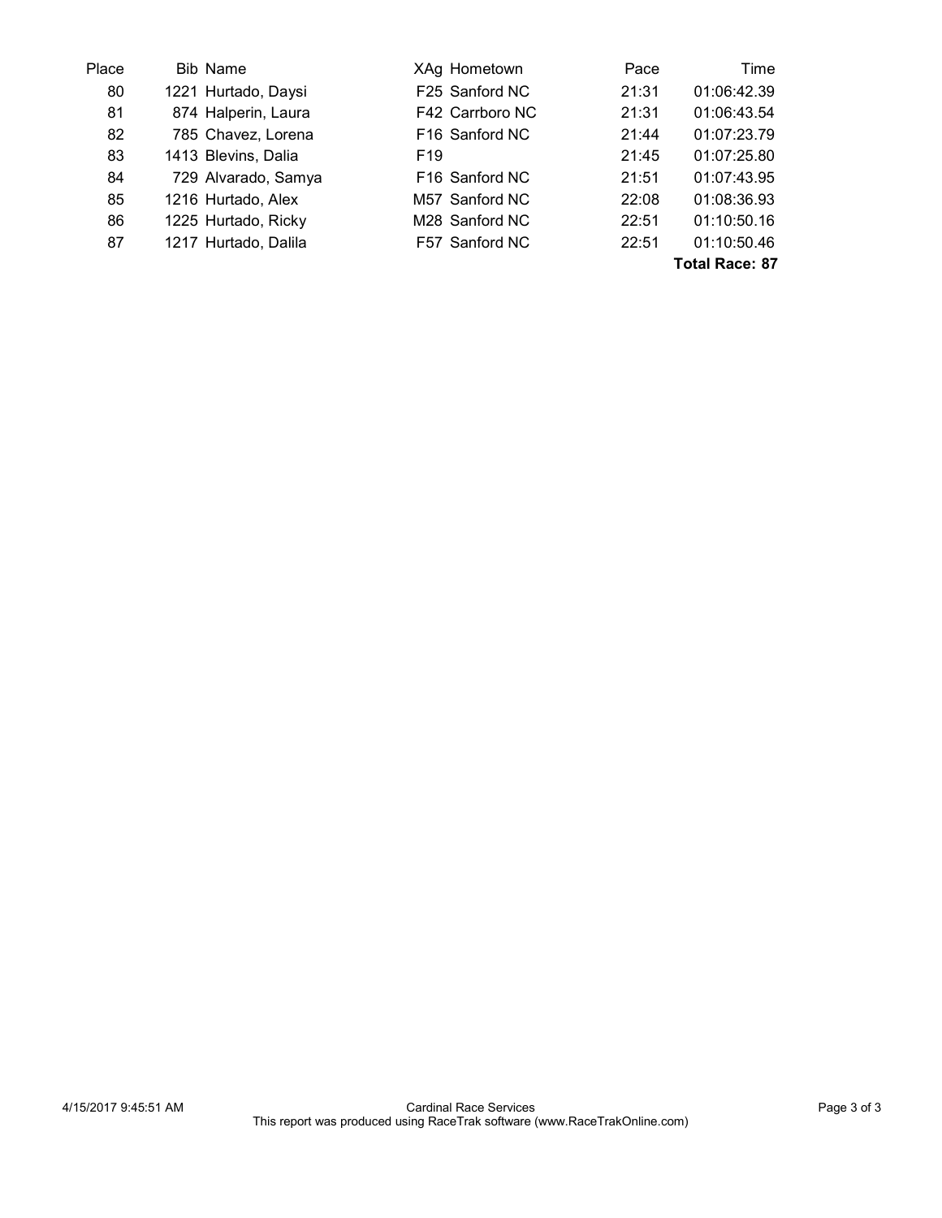| Place | Bib | Name | XAg | Hometown | Pace | Time |
|---|---|---|---|---|---|---|
| 80 | 1221 | Hurtado, Daysi | F25 | Sanford NC | 21:31 | 01:06:42.39 |
| 81 | 874 | Halperin, Laura | F42 | Carrboro NC | 21:31 | 01:06:43.54 |
| 82 | 785 | Chavez, Lorena | F16 | Sanford NC | 21:44 | 01:07:23.79 |
| 83 | 1413 | Blevins, Dalia | F19 | | 21:45 | 01:07:25.80 |
| 84 | 729 | Alvarado, Samya | F16 | Sanford NC | 21:51 | 01:07:43.95 |
| 85 | 1216 | Hurtado, Alex | M57 | Sanford NC | 22:08 | 01:08:36.93 |
| 86 | 1225 | Hurtado, Ricky | M28 | Sanford NC | 22:51 | 01:10:50.16 |
| 87 | 1217 | Hurtado, Dalila | F57 | Sanford NC | 22:51 | 01:10:50.46 |

**Total Race: 87**

4/15/2017 9:45:51 AM

Cardinal Race Services
This report was produced using RaceTrak software (www.RaceTrakOnline.com)